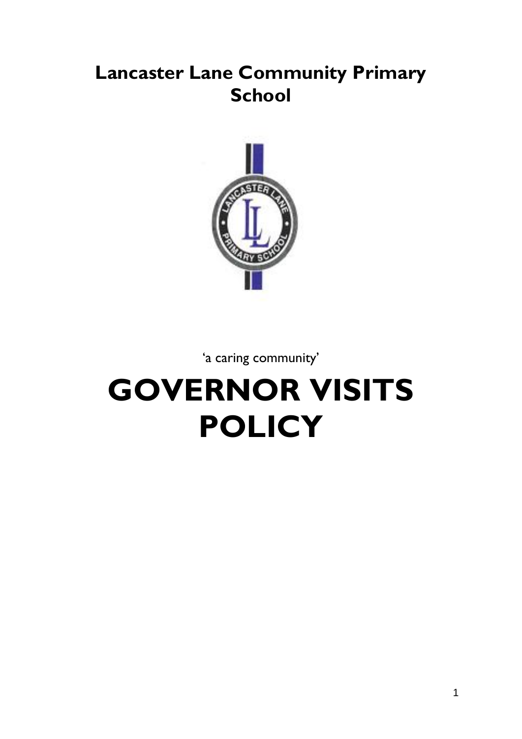# Lancaster Lane Community Primary School

'a caring community'

# GOVERNOR VISITS POLICY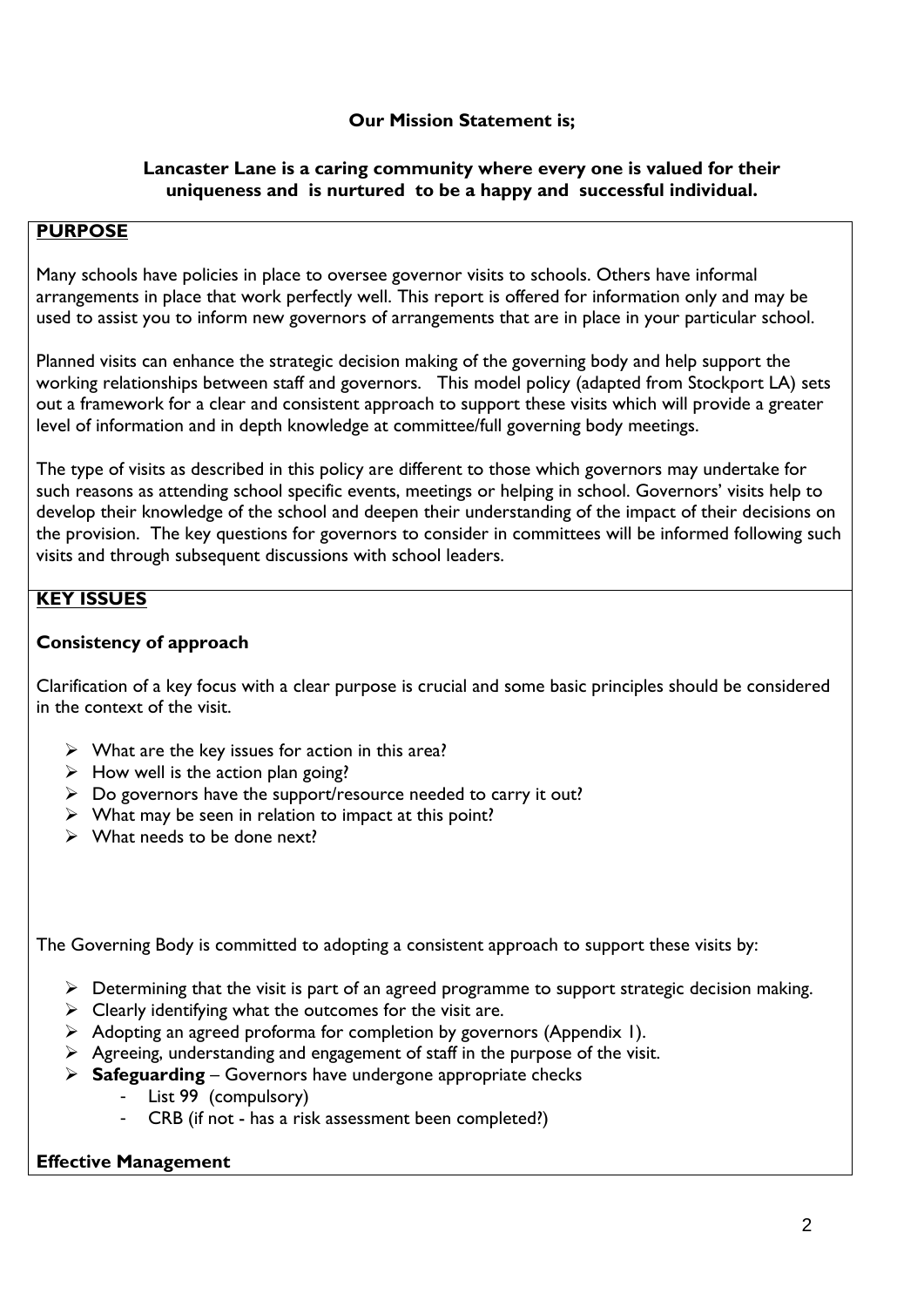**Our Mission Statement is;**

**Lancaster Lane is a caring community where every one is valued for their uniqueness and is nurtured to be a happy and successful individual.**

## PURPOSE

Many schools have policies in place to oversee governor visits to schools. Others have informal arrangements in place that work perfectly well. This report is offered for information only and may be used to assist you to inform new governors of arrangements that are in place in your particular school.

Planned visits can enhance the strategic decision making of the governing body and help support the working relationships between staff and governors. This model policy (adapted from Stockport LA) sets out a framework for a clear and consistent approach to support these visits which will provide a greater level of information and in depth knowledge at committee/full governing body meetings.

The type of visits as described in this policy are different to those which governors may undertake for such reasons as attending school specific events, meetings or helping in school. Governors' visits help to develop their knowledge of the school and deepen their understanding of the impact of their decisions on the provision. The key questions for governors to consider in committees will be informed following such visits and through subsequent discussions with school leaders.

## KEY ISSUES

**Consistency of approach**

Clarification of a key focus with a clear purpose is crucial and some basic principles should be considered in the context of the visit.

- What are the key issues for action in this area?
- How well is the action plan going?
- Do governors have the support/resource needed to carry it out?
- What may be seen in relation to impact at this point?
- What needs to be done next?

The Governing Body is committed to adopting a consistent approach to support these visits by:

- Determining that the visit is part of an agreed programme to support strategic decision making.
- Clearly identifying what the outcomes for the visit are.
- Adopting an agreed proforma for completion by governors (Appendix 1).
- Agreeing, understanding and engagement of staff in the purpose of the visit.
- **Safeguarding** – Governors have undergone appropriate checks
  - List 99 (compulsory)
  - CRB (if not - has a risk assessment been completed?)

**Effective Management**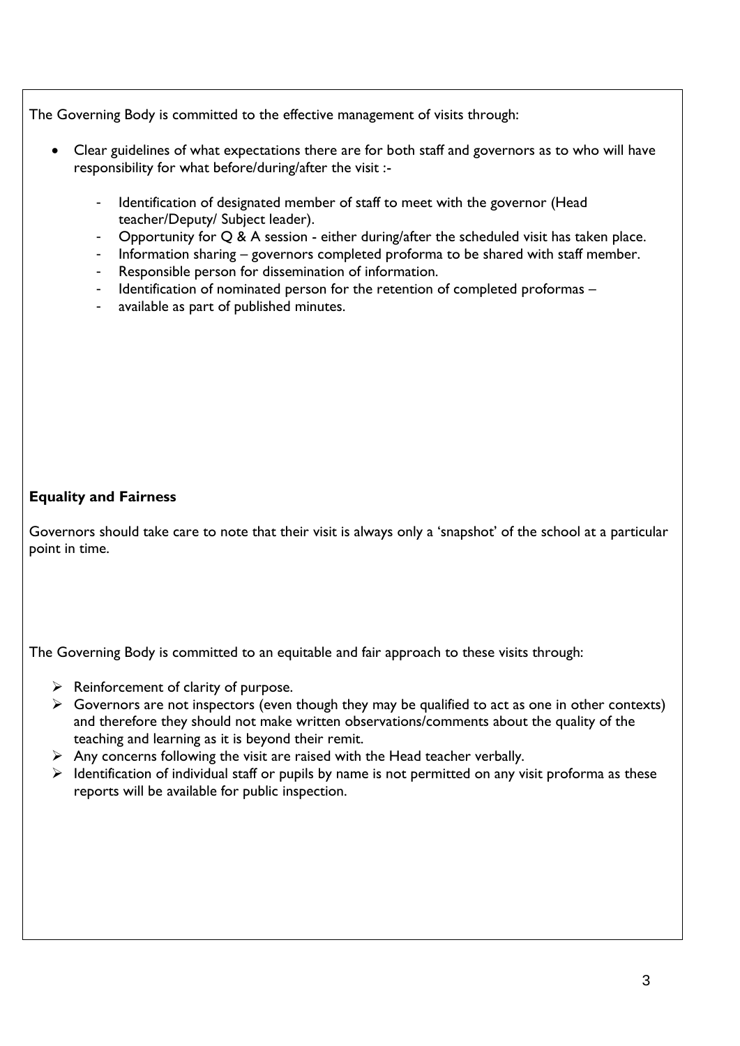The Governing Body is committed to the effective management of visits through:

- Clear guidelines of what expectations there are for both staff and governors as to who will have responsibility for what before/during/after the visit :-
    - Identification of designated member of staff to meet with the governor (Head teacher/Deputy/ Subject leader).
    - Opportunity for Q & A session - either during/after the scheduled visit has taken place.
    - Information sharing – governors completed proforma to be shared with staff member.
    - Responsible person for dissemination of information.
    - Identification of nominated person for the retention of completed proformas –
    - available as part of published minutes.

**Equality and Fairness**

Governors should take care to note that their visit is always only a 'snapshot' of the school at a particular point in time.

The Governing Body is committed to an equitable and fair approach to these visits through:

- Reinforcement of clarity of purpose.
- Governors are not inspectors (even though they may be qualified to act as one in other contexts) and therefore they should not make written observations/comments about the quality of the teaching and learning as it is beyond their remit.
- Any concerns following the visit are raised with the Head teacher verbally.
- Identification of individual staff or pupils by name is not permitted on any visit proforma as these reports will be available for public inspection.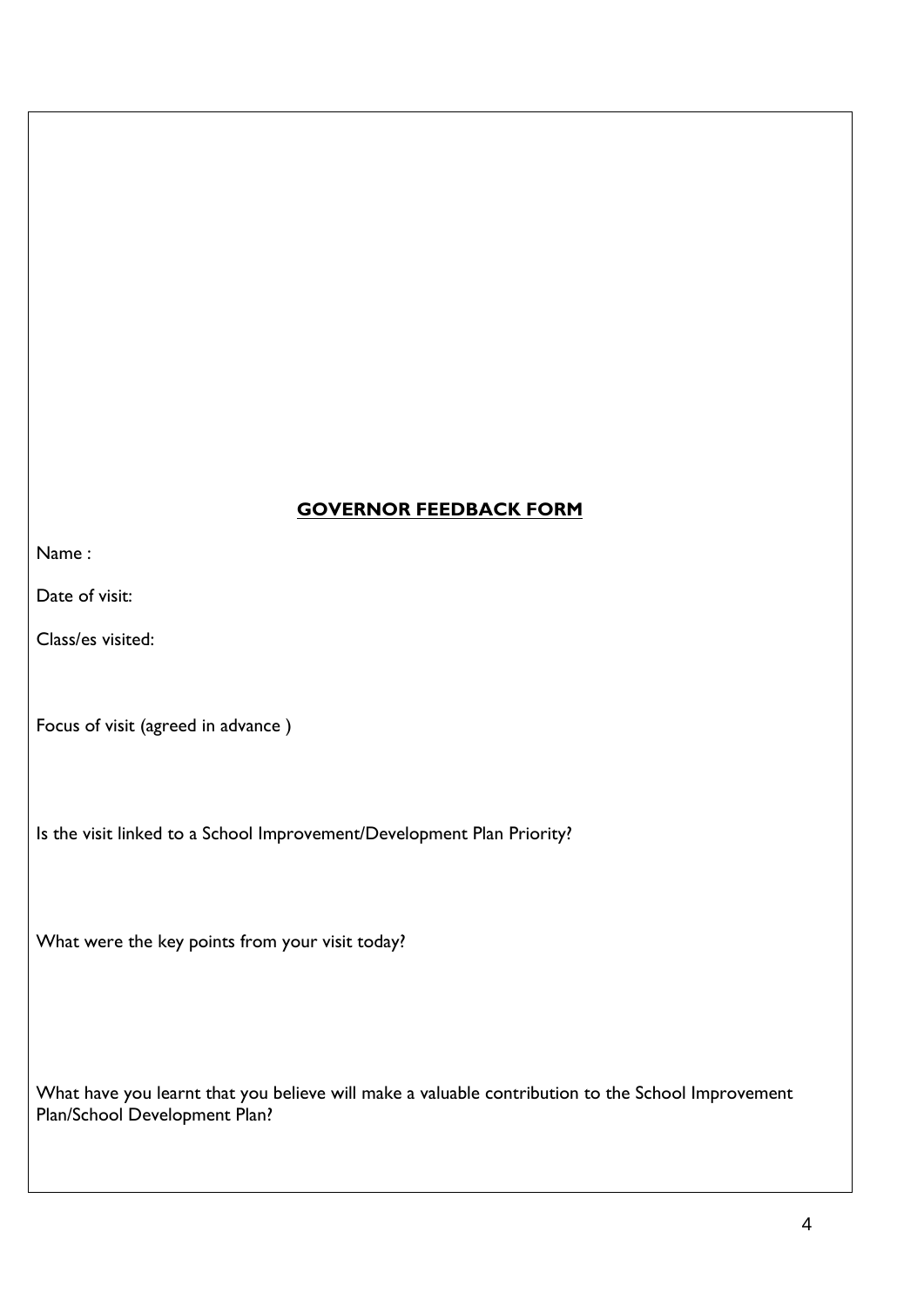## GOVERNOR FEEDBACK FORM

Name :

Date of visit:

Class/es visited:

Focus of visit (agreed in advance )

Is the visit linked to a School Improvement/Development Plan Priority?

What were the key points from your visit today?

What have you learnt that you believe will make a valuable contribution to the School Improvement Plan/School Development Plan?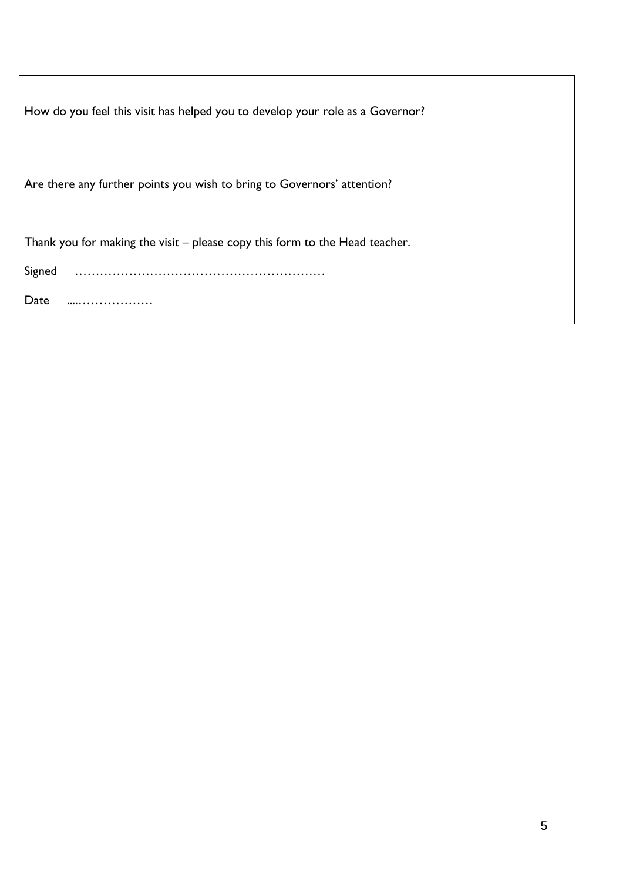How do you feel this visit has helped you to develop your role as a Governor?

Are there any further points you wish to bring to Governors' attention?

Thank you for making the visit – please copy this form to the Head teacher.

Signed ……………………………………………………

Date ....………………